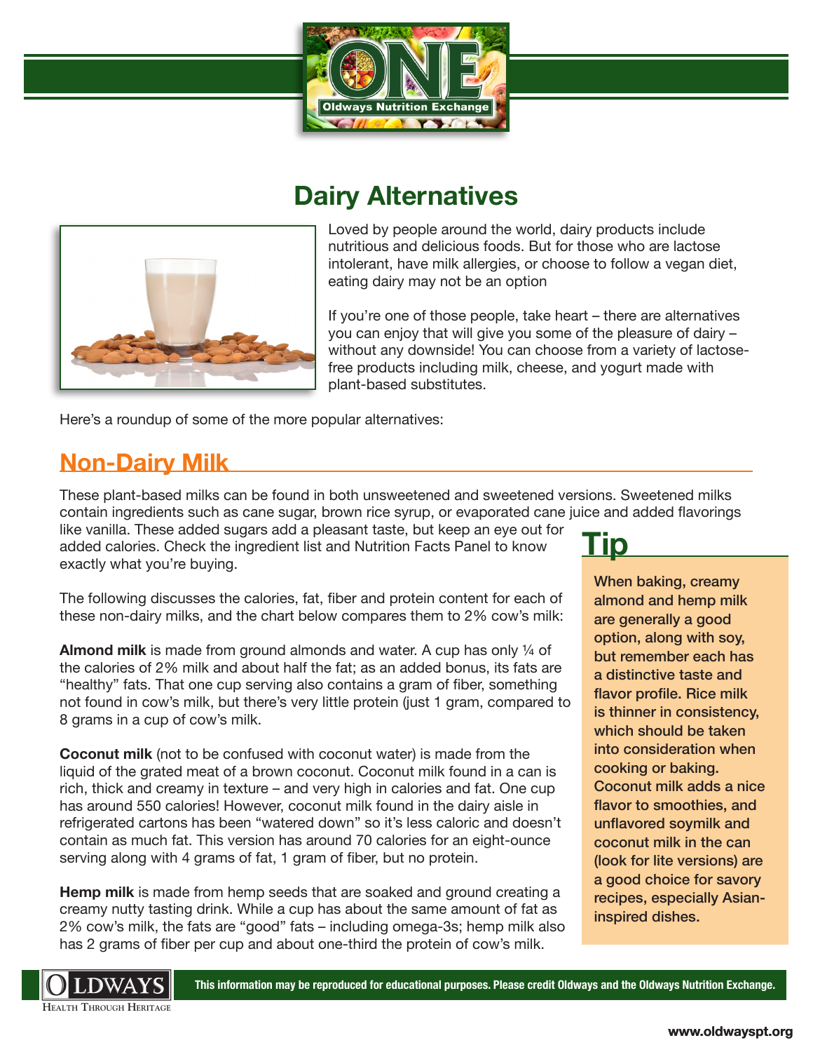# Dairy Alternatives

Loved by people around the world, dairy products include nutritious and delicious foods. But for those who are lactose intolerant, have milk allergies, or choose to follow a vegan diet, eating dairy may not be an option

If you're one of those people, take heart – there are alternatives you can enjoy that will give you some of the pleasure of dairy – without any downside! You can choose from a variety of lactose-free products including milk, cheese, and yogurt made with plant-based substitutes.

Here's a roundup of some of the more popular alternatives:

## Non-Dairy Milk

These plant-based milks can be found in both unsweetened and sweetened versions. Sweetened milks contain ingredients such as cane sugar, brown rice syrup, or evaporated cane juice and added flavorings like vanilla. These added sugars add a pleasant taste, but keep an eye out for added calories. Check the ingredient list and Nutrition Facts Panel to know exactly what you're buying.

The following discusses the calories, fat, fiber and protein content for each of these non-dairy milks, and the chart below compares them to 2% cow's milk:

**Almond milk** is made from ground almonds and water. A cup has only ¼ of the calories of 2% milk and about half the fat; as an added bonus, its fats are "healthy" fats. That one cup serving also contains a gram of fiber, something not found in cow's milk, but there's very little protein (just 1 gram, compared to 8 grams in a cup of cow's milk.

**Coconut milk** (not to be confused with coconut water) is made from the liquid of the grated meat of a brown coconut. Coconut milk found in a can is rich, thick and creamy in texture – and very high in calories and fat. One cup has around 550 calories! However, coconut milk found in the dairy aisle in refrigerated cartons has been "watered down" so it's less caloric and doesn't contain as much fat. This version has around 70 calories for an eight-ounce serving along with 4 grams of fat, 1 gram of fiber, but no protein.

**Hemp milk** is made from hemp seeds that are soaked and ground creating a creamy nutty tasting drink. While a cup has about the same amount of fat as 2% cow's milk, the fats are "good" fats – including omega-3s; hemp milk also has 2 grams of fiber per cup and about one-third the protein of cow's milk.

### Tip

**When baking, creamy almond and hemp milk are generally a good option, along with soy, but remember each has a distinctive taste and flavor profile. Rice milk is thinner in consistency, which should be taken into consideration when cooking or baking. Coconut milk adds a nice flavor to smoothies, and unflavored soymilk and coconut milk in the can (look for lite versions) are a good choice for savory recipes, especially Asian-inspired dishes.**

This information may be reproduced for educational purposes. Please credit Oldways and the Oldways Nutrition Exchange.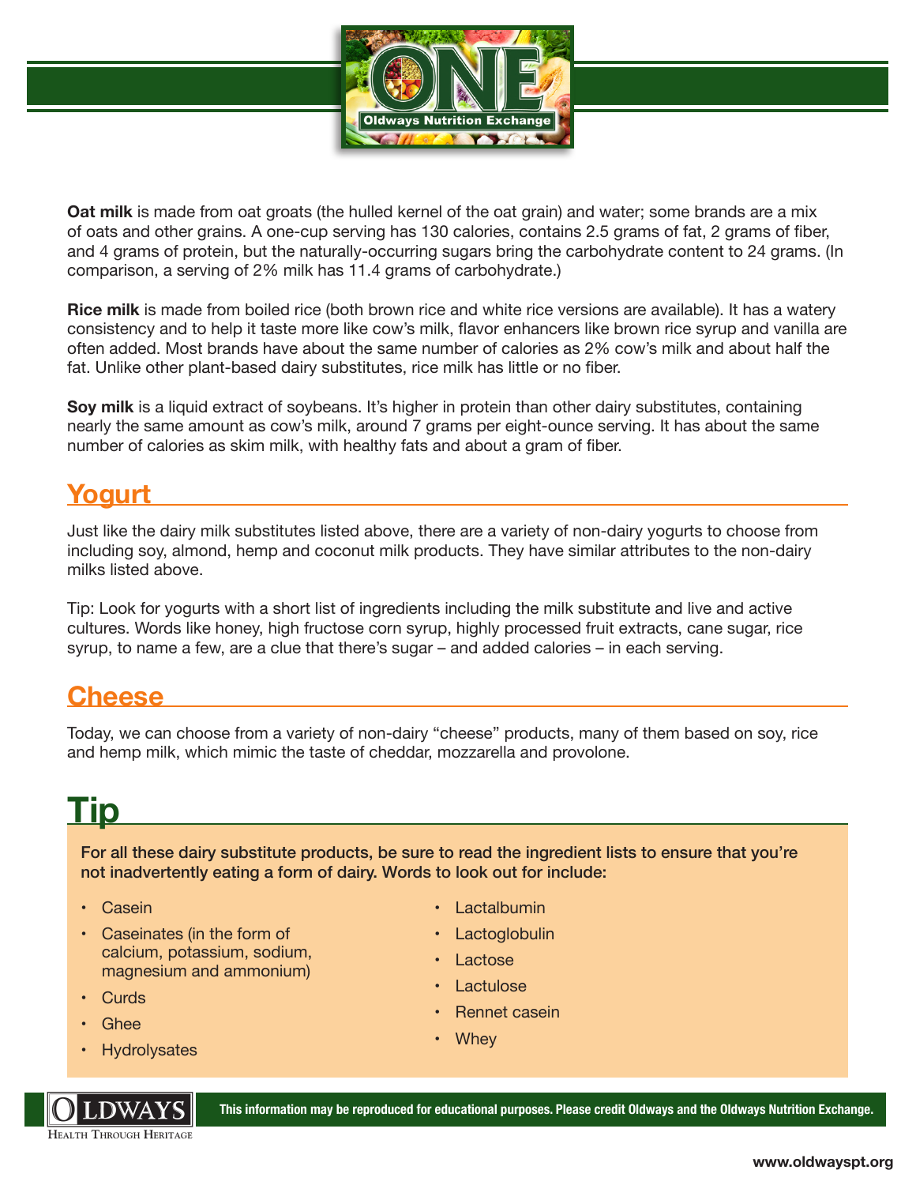**Oat milk** is made from oat groats (the hulled kernel of the oat grain) and water; some brands are a mix of oats and other grains. A one-cup serving has 130 calories, contains 2.5 grams of fat, 2 grams of fiber, and 4 grams of protein, but the naturally-occurring sugars bring the carbohydrate content to 24 grams. (In comparison, a serving of 2% milk has 11.4 grams of carbohydrate.)

**Rice milk** is made from boiled rice (both brown rice and white rice versions are available). It has a watery consistency and to help it taste more like cow's milk, flavor enhancers like brown rice syrup and vanilla are often added. Most brands have about the same number of calories as 2% cow's milk and about half the fat. Unlike other plant-based dairy substitutes, rice milk has little or no fiber.

**Soy milk** is a liquid extract of soybeans. It's higher in protein than other dairy substitutes, containing nearly the same amount as cow's milk, around 7 grams per eight-ounce serving. It has about the same number of calories as skim milk, with healthy fats and about a gram of fiber.

## Yogurt

Just like the dairy milk substitutes listed above, there are a variety of non-dairy yogurts to choose from including soy, almond, hemp and coconut milk products. They have similar attributes to the non-dairy milks listed above.

Tip: Look for yogurts with a short list of ingredients including the milk substitute and live and active cultures. Words like honey, high fructose corn syrup, highly processed fruit extracts, cane sugar, rice syrup, to name a few, are a clue that there's sugar – and added calories – in each serving.

## Cheese

Today, we can choose from a variety of non-dairy "cheese" products, many of them based on soy, rice and hemp milk, which mimic the taste of cheddar, mozzarella and provolone.

# Tip

**For all these dairy substitute products, be sure to read the ingredient lists to ensure that you're not inadvertently eating a form of dairy. Words to look out for include:**

- Casein
- Caseinates (in the form of calcium, potassium, sodium, magnesium and ammonium)
- Curds
- Ghee
- Hydrolysates
- Lactalbumin
- Lactoglobulin
- Lactose
- Lactulose
- Rennet casein
- Whey

**This information may be reproduced for educational purposes. Please credit Oldways and the Oldways Nutrition Exchange.**

www.oldwayspt.org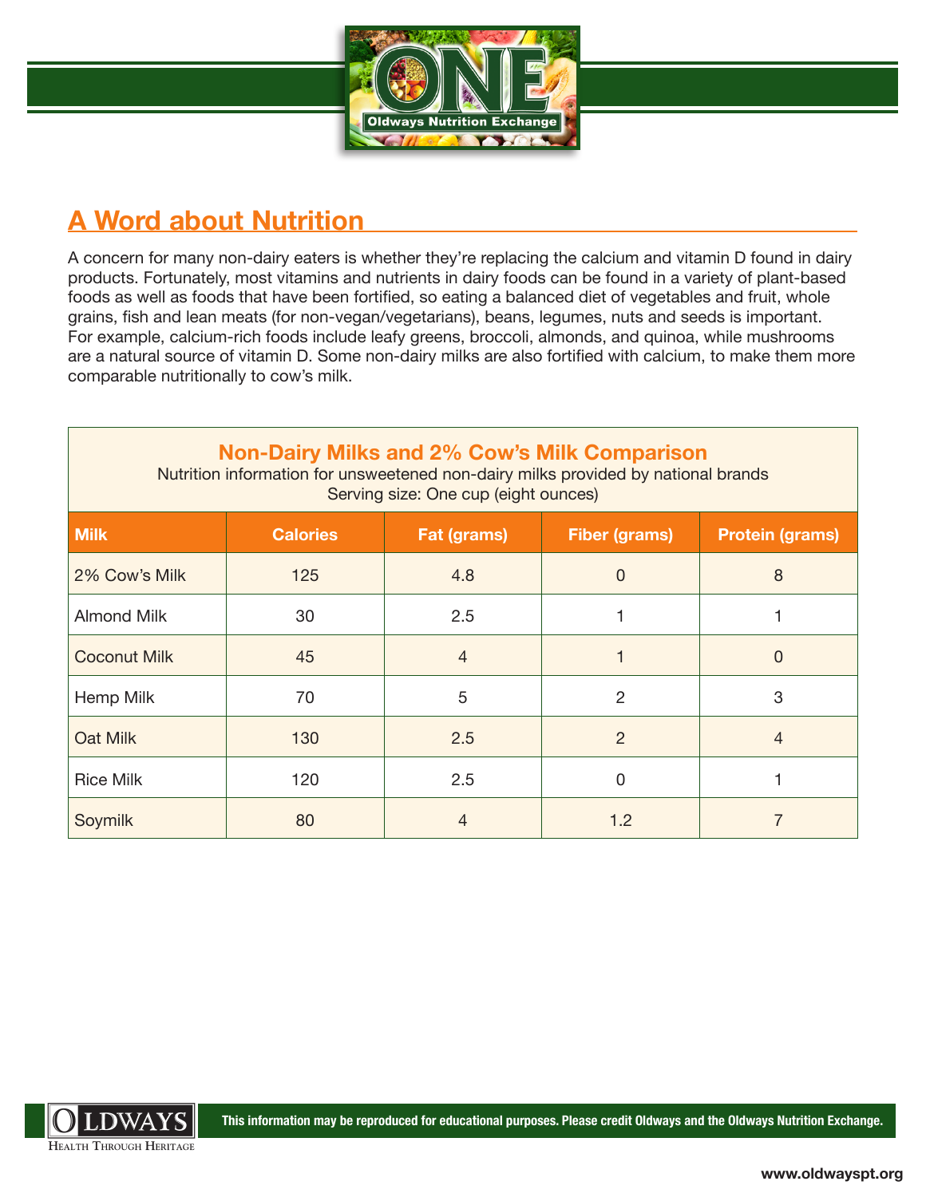## A Word about Nutrition

A concern for many non-dairy eaters is whether they're replacing the calcium and vitamin D found in dairy products. Fortunately, most vitamins and nutrients in dairy foods can be found in a variety of plant-based foods as well as foods that have been fortified, so eating a balanced diet of vegetables and fruit, whole grains, fish and lean meats (for non-vegan/vegetarians), beans, legumes, nuts and seeds is important. For example, calcium-rich foods include leafy greens, broccoli, almonds, and quinoa, while mushrooms are a natural source of vitamin D. Some non-dairy milks are also fortified with calcium, to make them more comparable nutritionally to cow's milk.

### Non-Dairy Milks and 2% Cow's Milk Comparison

Nutrition information for unsweetened non-dairy milks provided by national brands
Serving size: One cup (eight ounces)

| Milk | Calories | Fat (grams) | Fiber (grams) | Protein (grams) |
|---|---|---|---|---|
| 2% Cow's Milk | 125 | 4.8 | 0 | 8 |
| Almond Milk | 30 | 2.5 | 1 | 1 |
| Coconut Milk | 45 | 4 | 1 | 0 |
| Hemp Milk | 70 | 5 | 2 | 3 |
| Oat Milk | 130 | 2.5 | 2 | 4 |
| Rice Milk | 120 | 2.5 | 0 | 1 |
| Soymilk | 80 | 4 | 1.2 | 7 |

This information may be reproduced for educational purposes. Please credit Oldways and the Oldways Nutrition Exchange.

www.oldwayspt.org